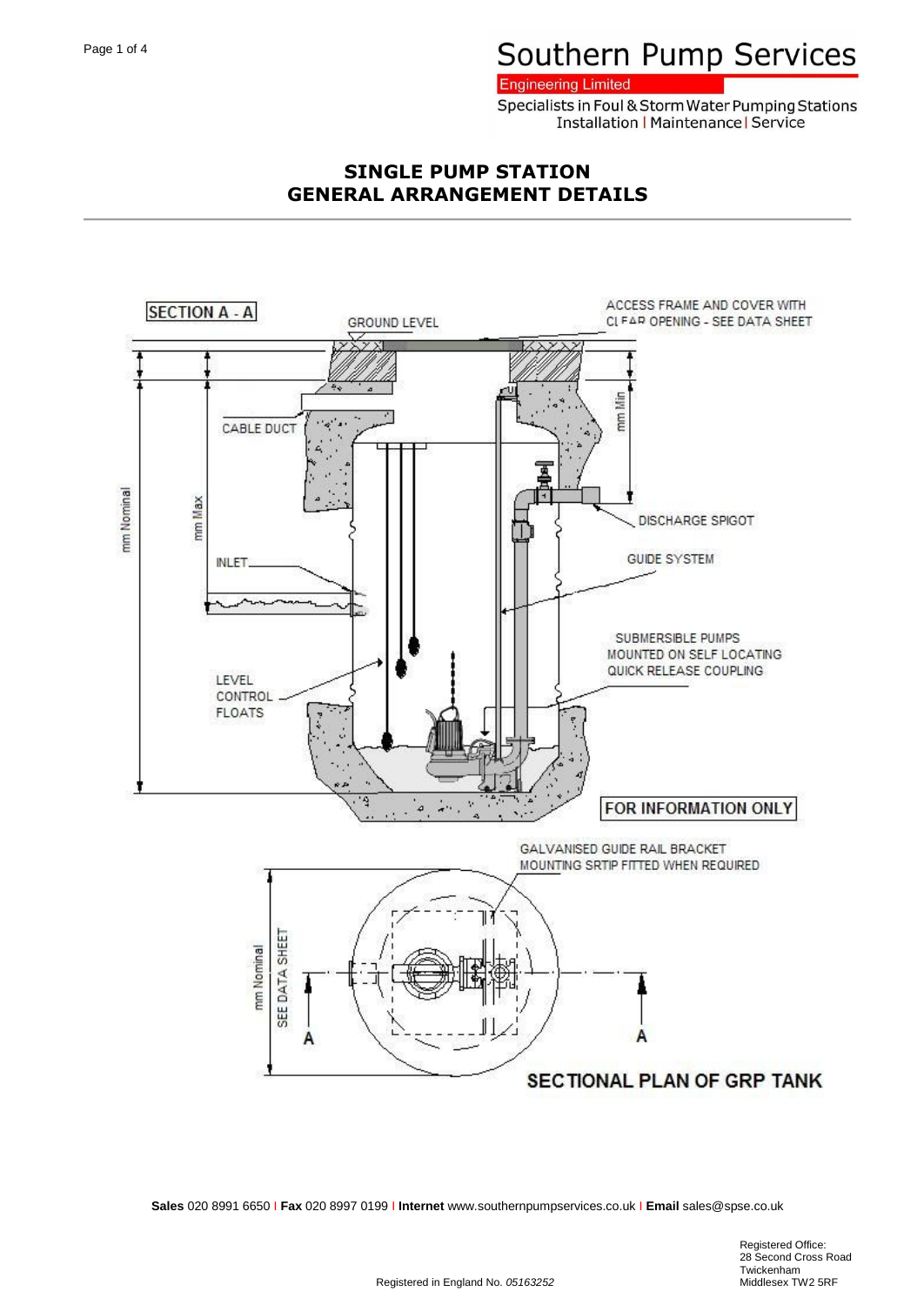Southern Pump Services

Engineering Limited

Specialists in Foul & Storm Water Pumping Stations
Installation | Maintenance | Service

# SINGLE PUMP STATION
# GENERAL ARRANGEMENT DETAILS

SECTION A - A

GROUND LEVEL

ACCESS FRAME AND COVER WITH CLEAR OPENING - SEE DATA SHEET

CABLE DUCT

mm Min

mm Nominal

mm Max

DISCHARGE SPIGOT

GUIDE SYSTEM

INLET

SUBMERSIBLE PUMPS MOUNTED ON SELF LOCATING QUICK RELEASE COUPLING

LEVEL CONTROL FLOATS

FOR INFORMATION ONLY

GALVANISED GUIDE RAIL BRACKET MOUNTING SRTIP FITTED WHEN REQUIRED

mm Nominal

SEE DATA SHEET

A

A

SECTIONAL PLAN OF GRP TANK

**Sales** 020 8991 6650 | **Fax** 020 8997 0199 | **Internet** www.southernpumpservices.co.uk | **Email** sales@spse.co.uk

Registered in England No. *05163252*

Registered Office:
28 Second Cross Road
Twickenham
Middlesex TW2 5RF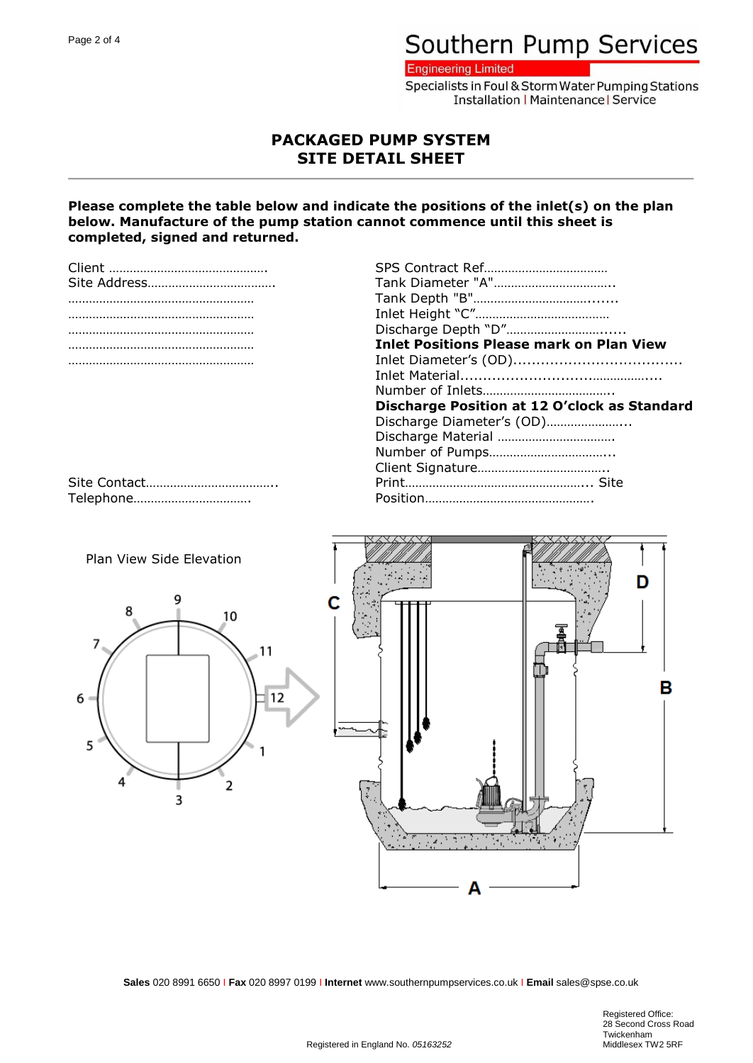Southern Pump Services

Engineering Limited

Specialists in Foul & Storm Water Pumping Stations
Installation | Maintenance | Service

# PACKAGED PUMP SYSTEM
# SITE DETAIL SHEET

**Please complete the table below and indicate the positions of the inlet(s) on the plan below. Manufacture of the pump station cannot commence until this sheet is completed, signed and returned.**

Client ……………………………………….
Site Address……………………………….
………………………………………………
………………………………………………
………………………………………………
………………………………………………
………………………………………………

Site Contact………………………………..
Telephone…………………………….

SPS Contract Ref………………………………
Tank Diameter "A"……………………………..
Tank Depth "B"…………………………........
Inlet Height “C”…………………………………
Discharge Depth “D”……………………......
**Inlet Positions Please mark on Plan View**
Inlet Diameter’s (OD)....................................
Inlet Material..............................……………....
Number of Inlets………………………………..
**Discharge Position at 12 O’clock as Standard**
Discharge Diameter’s (OD)…………………...
Discharge Material …………………………….
Number of Pumps……………………………...
Client Signature………………………………..
Print…………………………………………….... Site
Position………………………………………….

Plan View Side Elevation

9 10 11 12 1 2 3 4 5 6 7 8

C D B A

**Sales** 020 8991 6650 | **Fax** 020 8997 0199 | **Internet** www.southernpumpservices.co.uk | **Email** sales@spse.co.uk

Registered in England No. *05163252*

Registered Office:
28 Second Cross Road
Twickenham
Middlesex TW2 5RF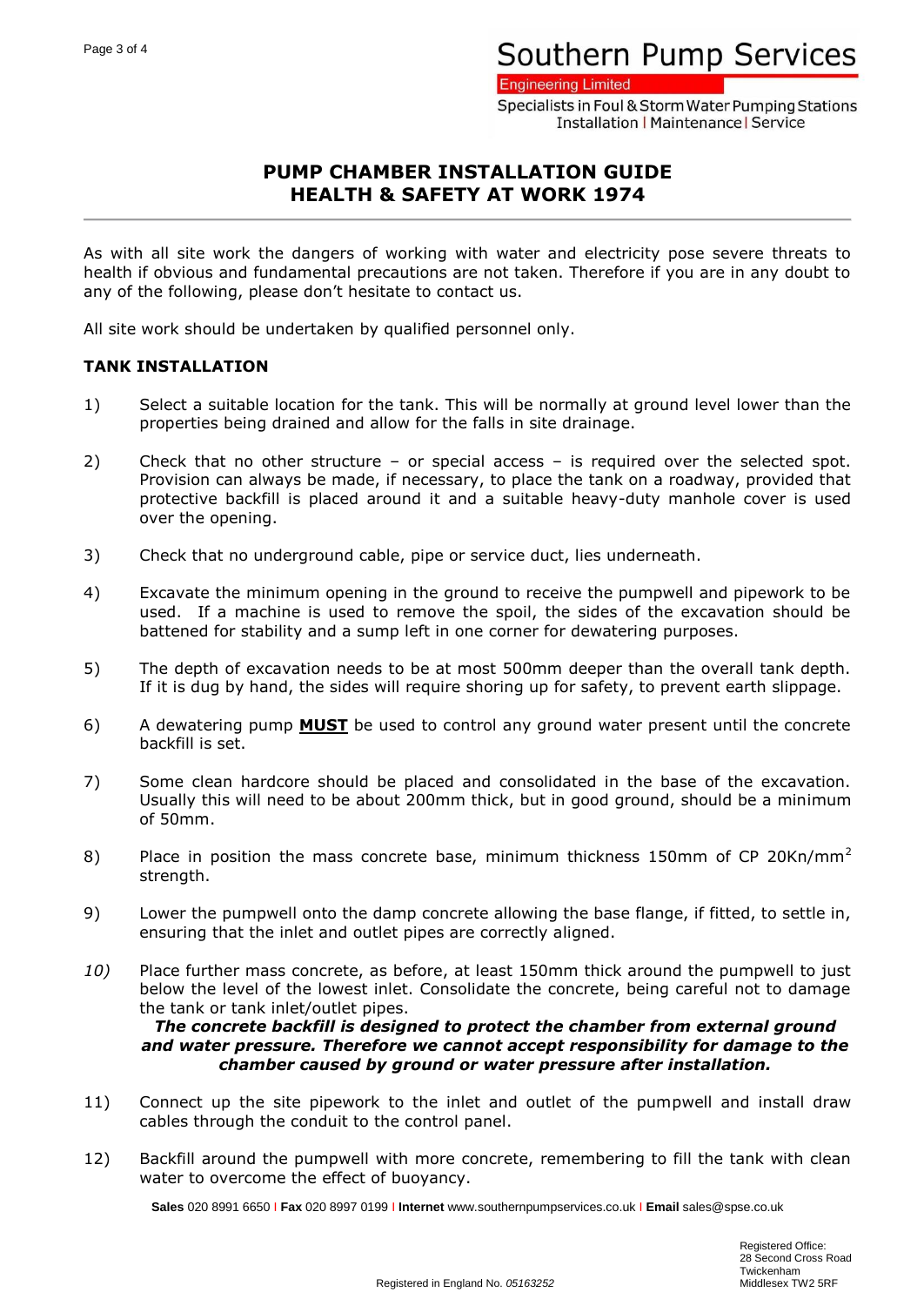# PUMP CHAMBER INSTALLATION GUIDE
# HEALTH & SAFETY AT WORK 1974

As with all site work the dangers of working with water and electricity pose severe threats to health if obvious and fundamental precautions are not taken. Therefore if you are in any doubt to any of the following, please don't hesitate to contact us.

All site work should be undertaken by qualified personnel only.

**TANK INSTALLATION**

1) Select a suitable location for the tank. This will be normally at ground level lower than the properties being drained and allow for the falls in site drainage.

2) Check that no other structure – or special access – is required over the selected spot. Provision can always be made, if necessary, to place the tank on a roadway, provided that protective backfill is placed around it and a suitable heavy-duty manhole cover is used over the opening.

3) Check that no underground cable, pipe or service duct, lies underneath.

4) Excavate the minimum opening in the ground to receive the pumpwell and pipework to be used. If a machine is used to remove the spoil, the sides of the excavation should be battened for stability and a sump left in one corner for dewatering purposes.

5) The depth of excavation needs to be at most 500mm deeper than the overall tank depth. If it is dug by hand, the sides will require shoring up for safety, to prevent earth slippage.

6) A dewatering pump **MUST** be used to control any ground water present until the concrete backfill is set.

7) Some clean hardcore should be placed and consolidated in the base of the excavation. Usually this will need to be about 200mm thick, but in good ground, should be a minimum of 50mm.

8) Place in position the mass concrete base, minimum thickness 150mm of CP 20Kn/mm$^2$ strength.

9) Lower the pumpwell onto the damp concrete allowing the base flange, if fitted, to settle in, ensuring that the inlet and outlet pipes are correctly aligned.

10) Place further mass concrete, as before, at least 150mm thick around the pumpwell to just below the level of the lowest inlet. Consolidate the concrete, being careful not to damage the tank or tank inlet/outlet pipes.

***The concrete backfill is designed to protect the chamber from external ground and water pressure. Therefore we cannot accept responsibility for damage to the chamber caused by ground or water pressure after installation.***

11) Connect up the site pipework to the inlet and outlet of the pumpwell and install draw cables through the conduit to the control panel.

12) Backfill around the pumpwell with more concrete, remembering to fill the tank with clean water to overcome the effect of buoyancy.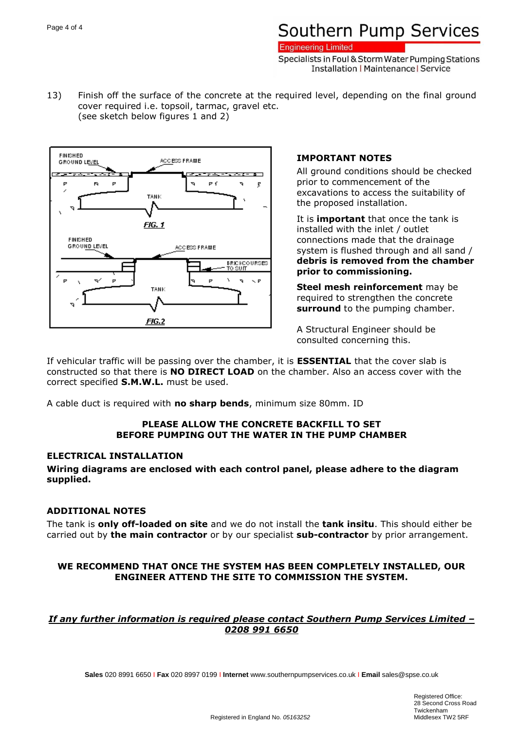13) Finish off the surface of the concrete at the required level, depending on the final ground cover required i.e. topsoil, tarmac, gravel etc.
(see sketch below figures 1 and 2)

FINISHED GROUND LEVEL
ACCESS FRAME
TANK
FIG. 1

FINISHED GROUND LEVEL
ACCESS FRAME
BRICKCOURSES TO SUIT
TANK
FIG. 2

**IMPORTANT NOTES**

All ground conditions should be checked prior to commencement of the excavations to access the suitability of the proposed installation.

It is **important** that once the tank is installed with the inlet / outlet connections made that the drainage system is flushed through and all sand / **debris is removed from the chamber prior to commissioning.**

**Steel mesh reinforcement** may be required to strengthen the concrete **surround** to the pumping chamber.

A Structural Engineer should be consulted concerning this.

If vehicular traffic will be passing over the chamber, it is **ESSENTIAL** that the cover slab is constructed so that there is **NO DIRECT LOAD** on the chamber. Also an access cover with the correct specified **S.M.W.L.** must be used.

A cable duct is required with **no sharp bends**, minimum size 80mm. ID

**PLEASE ALLOW THE CONCRETE BACKFILL TO SET BEFORE PUMPING OUT THE WATER IN THE PUMP CHAMBER**

## ELECTRICAL INSTALLATION

**Wiring diagrams are enclosed with each control panel, please adhere to the diagram supplied.**

## ADDITIONAL NOTES

The tank is **only off-loaded on site** and we do not install the **tank insitu**. This should either be carried out by **the main contractor** or by our specialist **sub-contractor** by prior arrangement.

**WE RECOMMEND THAT ONCE THE SYSTEM HAS BEEN COMPLETELY INSTALLED, OUR ENGINEER ATTEND THE SITE TO COMMISSION THE SYSTEM.**

***If any further information is required please contact Southern Pump Services Limited – 0208 991 6650***

**Sales** 020 8991 6650 | **Fax** 020 8997 0199 | **Internet** www.southernpumpservices.co.uk | **Email** sales@spse.co.uk

Registered in England No. *05163252*

Registered Office:
28 Second Cross Road
Twickenham
Middlesex TW2 5RF